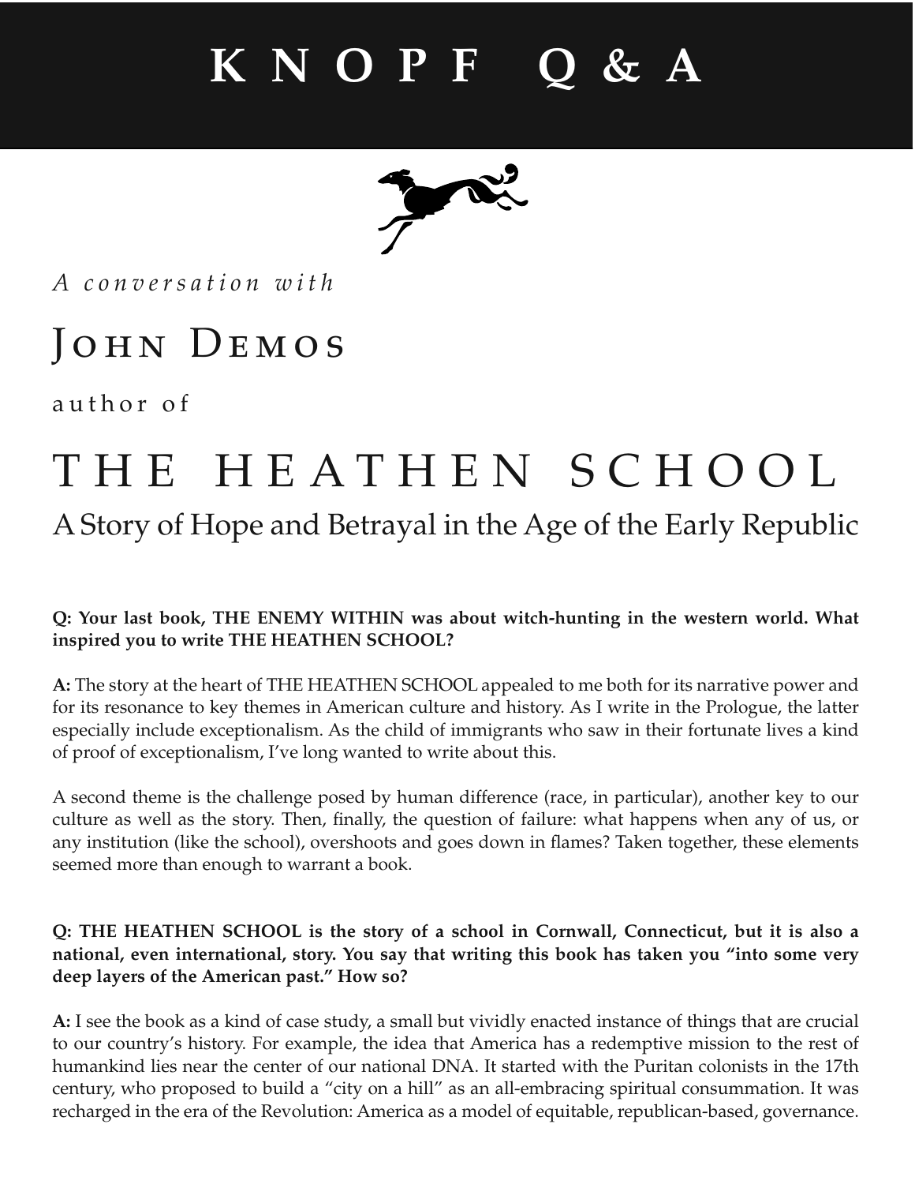# KNOPF Q & A

*A conversation with*

## John Demos

author of

# THE HEATHEN SCHOOL

## A Story of Hope and Betrayal in the Age of the Early Republic

**Q: Your last book, THE ENEMY WITHIN was about witch-hunting in the western world. What inspired you to write THE HEATHEN SCHOOL?**

**A:** The story at the heart of THE HEATHEN SCHOOL appealed to me both for its narrative power and for its resonance to key themes in American culture and history. As I write in the Prologue, the latter especially include exceptionalism. As the child of immigrants who saw in their fortunate lives a kind of proof of exceptionalism, I've long wanted to write about this.

A second theme is the challenge posed by human difference (race, in particular), another key to our culture as well as the story. Then, finally, the question of failure: what happens when any of us, or any institution (like the school), overshoots and goes down in flames? Taken together, these elements seemed more than enough to warrant a book.

**Q: THE HEATHEN SCHOOL is the story of a school in Cornwall, Connecticut, but it is also a national, even international, story. You say that writing this book has taken you "into some very deep layers of the American past." How so?**

**A:** I see the book as a kind of case study, a small but vividly enacted instance of things that are crucial to our country's history. For example, the idea that America has a redemptive mission to the rest of humankind lies near the center of our national DNA. It started with the Puritan colonists in the 17th century, who proposed to build a "city on a hill" as an all-embracing spiritual consummation. It was recharged in the era of the Revolution: America as a model of equitable, republican-based, governance.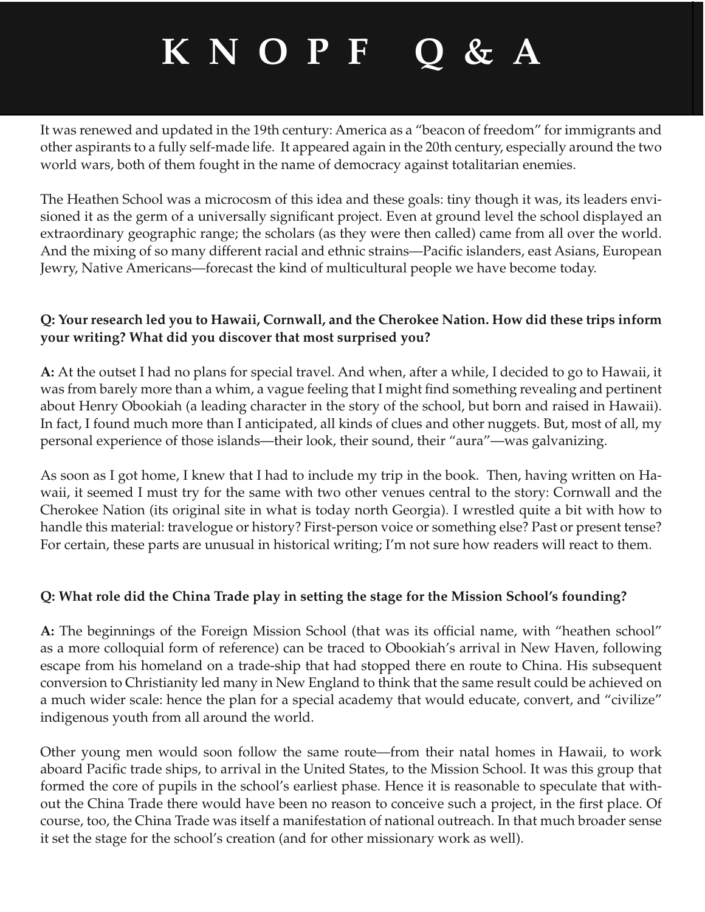It was renewed and updated in the 19th century: America as a "beacon of freedom" for immigrants and other aspirants to a fully self-made life. It appeared again in the 20th century, especially around the two world wars, both of them fought in the name of democracy against totalitarian enemies.

The Heathen School was a microcosm of this idea and these goals: tiny though it was, its leaders envisioned it as the germ of a universally significant project. Even at ground level the school displayed an extraordinary geographic range; the scholars (as they were then called) came from all over the world. And the mixing of so many different racial and ethnic strains—Pacific islanders, east Asians, European Jewry, Native Americans—forecast the kind of multicultural people we have become today.

**Q: Your research led you to Hawaii, Cornwall, and the Cherokee Nation. How did these trips inform your writing? What did you discover that most surprised you?**

**A:** At the outset I had no plans for special travel. And when, after a while, I decided to go to Hawaii, it was from barely more than a whim, a vague feeling that I might find something revealing and pertinent about Henry Obookiah (a leading character in the story of the school, but born and raised in Hawaii). In fact, I found much more than I anticipated, all kinds of clues and other nuggets. But, most of all, my personal experience of those islands—their look, their sound, their "aura"—was galvanizing.

As soon as I got home, I knew that I had to include my trip in the book. Then, having written on Hawaii, it seemed I must try for the same with two other venues central to the story: Cornwall and the Cherokee Nation (its original site in what is today north Georgia). I wrestled quite a bit with how to handle this material: travelogue or history? First-person voice or something else? Past or present tense? For certain, these parts are unusual in historical writing; I'm not sure how readers will react to them.

**Q: What role did the China Trade play in setting the stage for the Mission School's founding?**

**A:** The beginnings of the Foreign Mission School (that was its official name, with "heathen school" as a more colloquial form of reference) can be traced to Obookiah's arrival in New Haven, following escape from his homeland on a trade-ship that had stopped there en route to China. His subsequent conversion to Christianity led many in New England to think that the same result could be achieved on a much wider scale: hence the plan for a special academy that would educate, convert, and "civilize" indigenous youth from all around the world.

Other young men would soon follow the same route—from their natal homes in Hawaii, to work aboard Pacific trade ships, to arrival in the United States, to the Mission School. It was this group that formed the core of pupils in the school's earliest phase. Hence it is reasonable to speculate that without the China Trade there would have been no reason to conceive such a project, in the first place. Of course, too, the China Trade was itself a manifestation of national outreach. In that much broader sense it set the stage for the school's creation (and for other missionary work as well).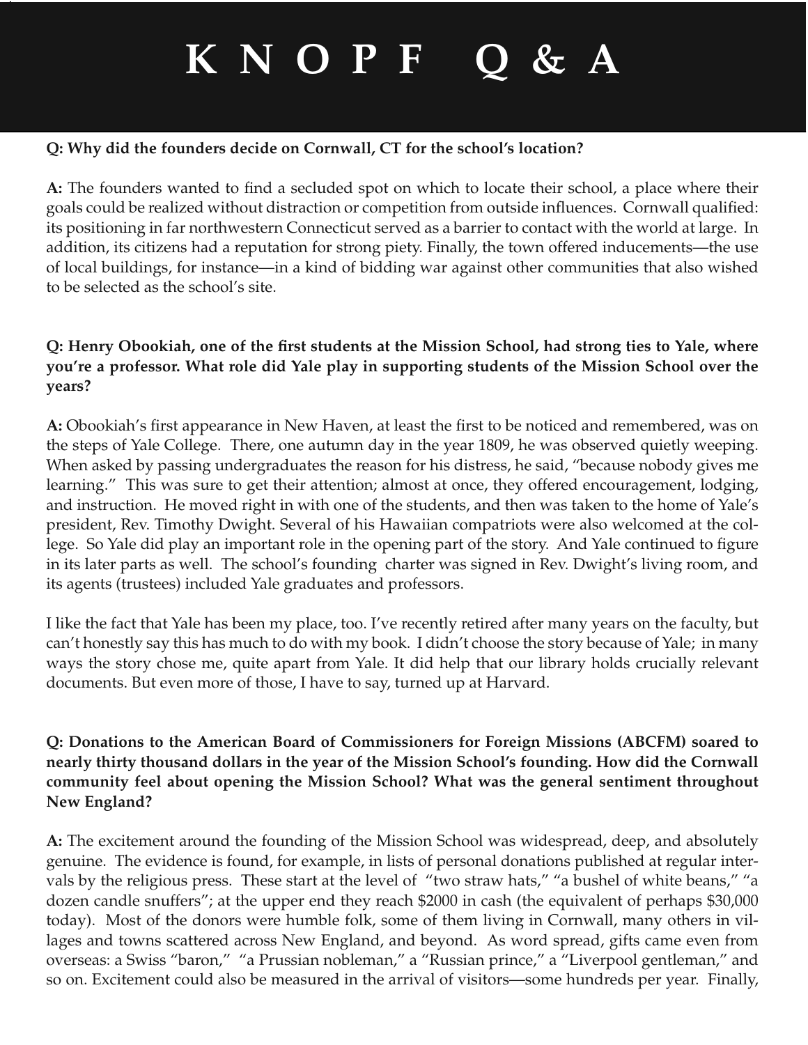# K N O P F Q & A

**Q: Why did the founders decide on Cornwall, CT for the school's location?**

**A:** The founders wanted to find a secluded spot on which to locate their school, a place where their goals could be realized without distraction or competition from outside influences. Cornwall qualified: its positioning in far northwestern Connecticut served as a barrier to contact with the world at large. In addition, its citizens had a reputation for strong piety. Finally, the town offered inducements—the use of local buildings, for instance—in a kind of bidding war against other communities that also wished to be selected as the school's site.

**Q: Henry Obookiah, one of the first students at the Mission School, had strong ties to Yale, where you're a professor. What role did Yale play in supporting students of the Mission School over the years?**

**A:** Obookiah's first appearance in New Haven, at least the first to be noticed and remembered, was on the steps of Yale College. There, one autumn day in the year 1809, he was observed quietly weeping. When asked by passing undergraduates the reason for his distress, he said, "because nobody gives me learning." This was sure to get their attention; almost at once, they offered encouragement, lodging, and instruction. He moved right in with one of the students, and then was taken to the home of Yale's president, Rev. Timothy Dwight. Several of his Hawaiian compatriots were also welcomed at the college. So Yale did play an important role in the opening part of the story. And Yale continued to figure in its later parts as well. The school's founding charter was signed in Rev. Dwight's living room, and its agents (trustees) included Yale graduates and professors.

I like the fact that Yale has been my place, too. I've recently retired after many years on the faculty, but can't honestly say this has much to do with my book. I didn't choose the story because of Yale; in many ways the story chose me, quite apart from Yale. It did help that our library holds crucially relevant documents. But even more of those, I have to say, turned up at Harvard.

**Q: Donations to the American Board of Commissioners for Foreign Missions (ABCFM) soared to nearly thirty thousand dollars in the year of the Mission School's founding. How did the Cornwall community feel about opening the Mission School? What was the general sentiment throughout New England?**

**A:** The excitement around the founding of the Mission School was widespread, deep, and absolutely genuine. The evidence is found, for example, in lists of personal donations published at regular intervals by the religious press. These start at the level of "two straw hats," "a bushel of white beans," "a dozen candle snuffers"; at the upper end they reach $2000 in cash (the equivalent of perhaps $30,000 today). Most of the donors were humble folk, some of them living in Cornwall, many others in villages and towns scattered across New England, and beyond. As word spread, gifts came even from overseas: a Swiss "baron," "a Prussian nobleman," a "Russian prince," a "Liverpool gentleman," and so on. Excitement could also be measured in the arrival of visitors—some hundreds per year. Finally,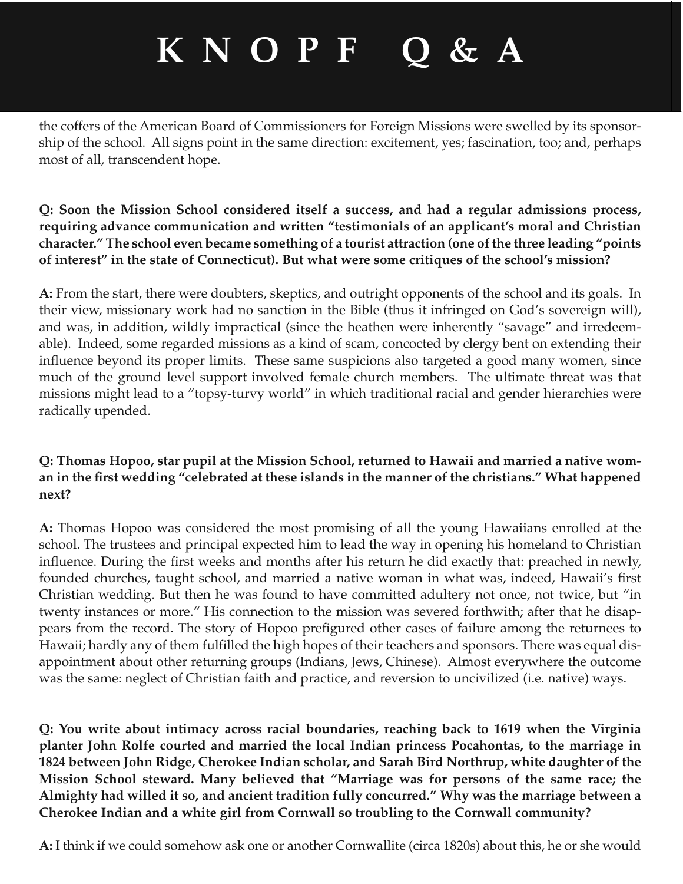the coffers of the American Board of Commissioners for Foreign Missions were swelled by its sponsorship of the school. All signs point in the same direction: excitement, yes; fascination, too; and, perhaps most of all, transcendent hope.

**Q: Soon the Mission School considered itself a success, and had a regular admissions process, requiring advance communication and written "testimonials of an applicant's moral and Christian character." The school even became something of a tourist attraction (one of the three leading "points of interest" in the state of Connecticut). But what were some critiques of the school's mission?**

**A:** From the start, there were doubters, skeptics, and outright opponents of the school and its goals. In their view, missionary work had no sanction in the Bible (thus it infringed on God's sovereign will), and was, in addition, wildly impractical (since the heathen were inherently "savage" and irredeemable). Indeed, some regarded missions as a kind of scam, concocted by clergy bent on extending their influence beyond its proper limits. These same suspicions also targeted a good many women, since much of the ground level support involved female church members. The ultimate threat was that missions might lead to a "topsy-turvy world" in which traditional racial and gender hierarchies were radically upended.

**Q: Thomas Hopoo, star pupil at the Mission School, returned to Hawaii and married a native woman in the first wedding "celebrated at these islands in the manner of the christians." What happened next?**

**A:** Thomas Hopoo was considered the most promising of all the young Hawaiians enrolled at the school. The trustees and principal expected him to lead the way in opening his homeland to Christian influence. During the first weeks and months after his return he did exactly that: preached in newly, founded churches, taught school, and married a native woman in what was, indeed, Hawaii's first Christian wedding. But then he was found to have committed adultery not once, not twice, but "in twenty instances or more." His connection to the mission was severed forthwith; after that he disappears from the record. The story of Hopoo prefigured other cases of failure among the returnees to Hawaii; hardly any of them fulfilled the high hopes of their teachers and sponsors. There was equal disappointment about other returning groups (Indians, Jews, Chinese). Almost everywhere the outcome was the same: neglect of Christian faith and practice, and reversion to uncivilized (i.e. native) ways.

**Q: You write about intimacy across racial boundaries, reaching back to 1619 when the Virginia planter John Rolfe courted and married the local Indian princess Pocahontas, to the marriage in 1824 between John Ridge, Cherokee Indian scholar, and Sarah Bird Northrup, white daughter of the Mission School steward. Many believed that "Marriage was for persons of the same race; the Almighty had willed it so, and ancient tradition fully concurred." Why was the marriage between a Cherokee Indian and a white girl from Cornwall so troubling to the Cornwall community?**

**A:** I think if we could somehow ask one or another Cornwallite (circa 1820s) about this, he or she would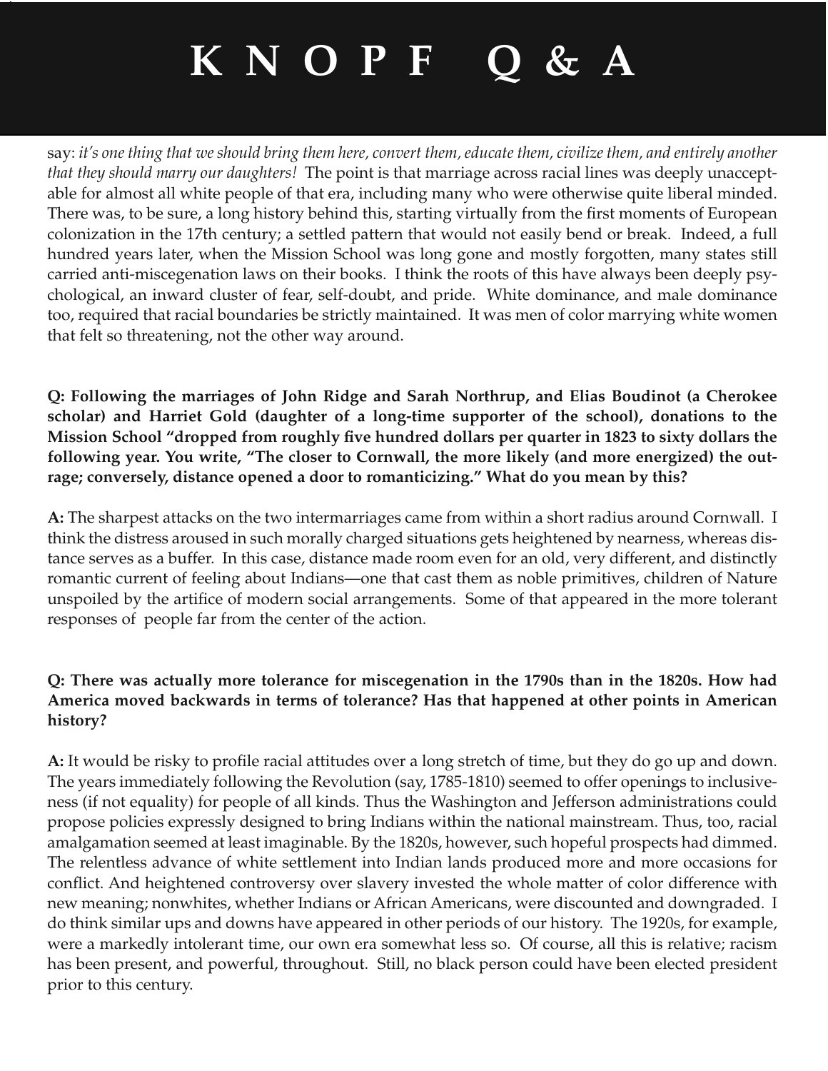say: *it's one thing that we should bring them here, convert them, educate them, civilize them, and entirely another that they should marry our daughters!* The point is that marriage across racial lines was deeply unacceptable for almost all white people of that era, including many who were otherwise quite liberal minded. There was, to be sure, a long history behind this, starting virtually from the first moments of European colonization in the 17th century; a settled pattern that would not easily bend or break. Indeed, a full hundred years later, when the Mission School was long gone and mostly forgotten, many states still carried anti-miscegenation laws on their books. I think the roots of this have always been deeply psychological, an inward cluster of fear, self-doubt, and pride. White dominance, and male dominance too, required that racial boundaries be strictly maintained. It was men of color marrying white women that felt so threatening, not the other way around.

**Q: Following the marriages of John Ridge and Sarah Northrup, and Elias Boudinot (a Cherokee scholar) and Harriet Gold (daughter of a long-time supporter of the school), donations to the Mission School "dropped from roughly five hundred dollars per quarter in 1823 to sixty dollars the following year. You write, "The closer to Cornwall, the more likely (and more energized) the outrage; conversely, distance opened a door to romanticizing." What do you mean by this?**

**A:** The sharpest attacks on the two intermarriages came from within a short radius around Cornwall. I think the distress aroused in such morally charged situations gets heightened by nearness, whereas distance serves as a buffer. In this case, distance made room even for an old, very different, and distinctly romantic current of feeling about Indians—one that cast them as noble primitives, children of Nature unspoiled by the artifice of modern social arrangements. Some of that appeared in the more tolerant responses of people far from the center of the action.

**Q: There was actually more tolerance for miscegenation in the 1790s than in the 1820s. How had America moved backwards in terms of tolerance? Has that happened at other points in American history?**

**A:** It would be risky to profile racial attitudes over a long stretch of time, but they do go up and down. The years immediately following the Revolution (say, 1785-1810) seemed to offer openings to inclusiveness (if not equality) for people of all kinds. Thus the Washington and Jefferson administrations could propose policies expressly designed to bring Indians within the national mainstream. Thus, too, racial amalgamation seemed at least imaginable. By the 1820s, however, such hopeful prospects had dimmed. The relentless advance of white settlement into Indian lands produced more and more occasions for conflict. And heightened controversy over slavery invested the whole matter of color difference with new meaning; nonwhites, whether Indians or African Americans, were discounted and downgraded. I do think similar ups and downs have appeared in other periods of our history. The 1920s, for example, were a markedly intolerant time, our own era somewhat less so. Of course, all this is relative; racism has been present, and powerful, throughout. Still, no black person could have been elected president prior to this century.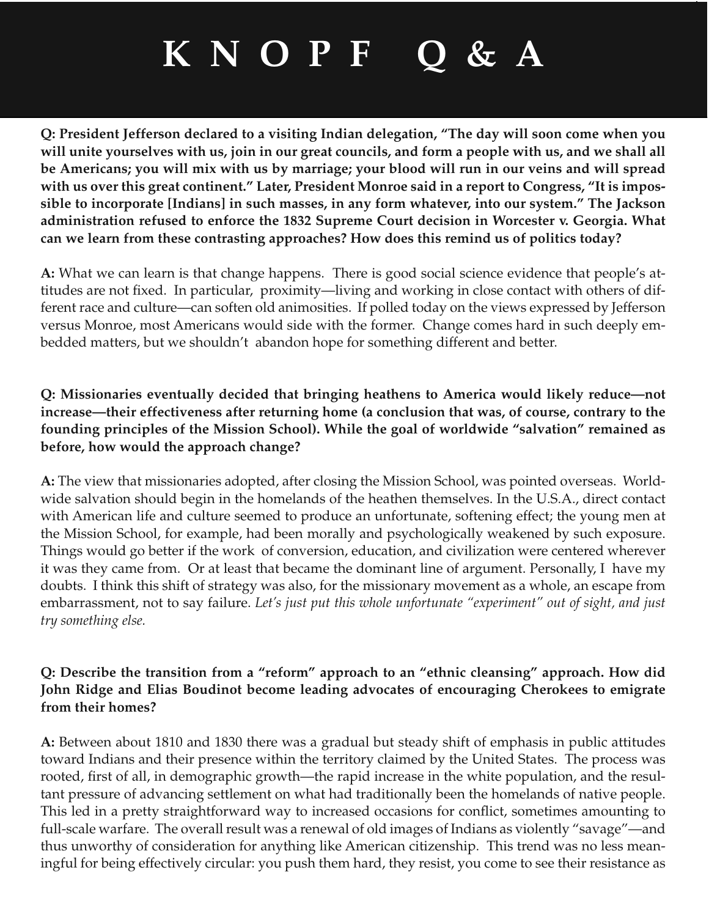# KNOPF Q&A

**Q: President Jefferson declared to a visiting Indian delegation, "The day will soon come when you will unite yourselves with us, join in our great councils, and form a people with us, and we shall all be Americans; you will mix with us by marriage; your blood will run in our veins and will spread with us over this great continent." Later, President Monroe said in a report to Congress, "It is impossible to incorporate [Indians] in such masses, in any form whatever, into our system." The Jackson administration refused to enforce the 1832 Supreme Court decision in Worcester v. Georgia. What can we learn from these contrasting approaches? How does this remind us of politics today?**

**A:** What we can learn is that change happens. There is good social science evidence that people's attitudes are not fixed. In particular, proximity—living and working in close contact with others of different race and culture—can soften old animosities. If polled today on the views expressed by Jefferson versus Monroe, most Americans would side with the former. Change comes hard in such deeply embedded matters, but we shouldn't abandon hope for something different and better.

**Q: Missionaries eventually decided that bringing heathens to America would likely reduce—not increase—their effectiveness after returning home (a conclusion that was, of course, contrary to the founding principles of the Mission School). While the goal of worldwide "salvation" remained as before, how would the approach change?**

**A:** The view that missionaries adopted, after closing the Mission School, was pointed overseas. Worldwide salvation should begin in the homelands of the heathen themselves. In the U.S.A., direct contact with American life and culture seemed to produce an unfortunate, softening effect; the young men at the Mission School, for example, had been morally and psychologically weakened by such exposure. Things would go better if the work of conversion, education, and civilization were centered wherever it was they came from. Or at least that became the dominant line of argument. Personally, I have my doubts. I think this shift of strategy was also, for the missionary movement as a whole, an escape from embarrassment, not to say failure. *Let's just put this whole unfortunate "experiment" out of sight, and just try something else.*

**Q: Describe the transition from a "reform" approach to an "ethnic cleansing" approach. How did John Ridge and Elias Boudinot become leading advocates of encouraging Cherokees to emigrate from their homes?**

**A:** Between about 1810 and 1830 there was a gradual but steady shift of emphasis in public attitudes toward Indians and their presence within the territory claimed by the United States. The process was rooted, first of all, in demographic growth—the rapid increase in the white population, and the resultant pressure of advancing settlement on what had traditionally been the homelands of native people. This led in a pretty straightforward way to increased occasions for conflict, sometimes amounting to full-scale warfare. The overall result was a renewal of old images of Indians as violently "savage"—and thus unworthy of consideration for anything like American citizenship. This trend was no less meaningful for being effectively circular: you push them hard, they resist, you come to see their resistance as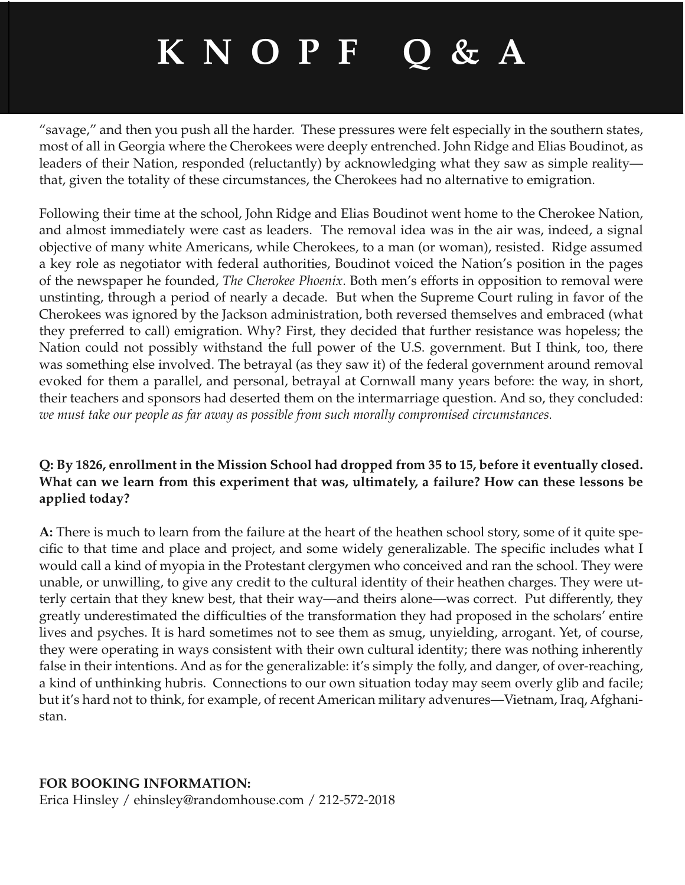"savage," and then you push all the harder. These pressures were felt especially in the southern states, most of all in Georgia where the Cherokees were deeply entrenched. John Ridge and Elias Boudinot, as leaders of their Nation, responded (reluctantly) by acknowledging what they saw as simple reality—that, given the totality of these circumstances, the Cherokees had no alternative to emigration.

Following their time at the school, John Ridge and Elias Boudinot went home to the Cherokee Nation, and almost immediately were cast as leaders. The removal idea was in the air was, indeed, a signal objective of many white Americans, while Cherokees, to a man (or woman), resisted. Ridge assumed a key role as negotiator with federal authorities, Boudinot voiced the Nation's position in the pages of the newspaper he founded, *The Cherokee Phoenix*. Both men's efforts in opposition to removal were unstinting, through a period of nearly a decade. But when the Supreme Court ruling in favor of the Cherokees was ignored by the Jackson administration, both reversed themselves and embraced (what they preferred to call) emigration. Why? First, they decided that further resistance was hopeless; the Nation could not possibly withstand the full power of the U.S. government. But I think, too, there was something else involved. The betrayal (as they saw it) of the federal government around removal evoked for them a parallel, and personal, betrayal at Cornwall many years before: the way, in short, their teachers and sponsors had deserted them on the intermarriage question. And so, they concluded: *we must take our people as far away as possible from such morally compromised circumstances.*

**Q: By 1826, enrollment in the Mission School had dropped from 35 to 15, before it eventually closed. What can we learn from this experiment that was, ultimately, a failure? How can these lessons be applied today?**

**A:** There is much to learn from the failure at the heart of the heathen school story, some of it quite specific to that time and place and project, and some widely generalizable. The specific includes what I would call a kind of myopia in the Protestant clergymen who conceived and ran the school. They were unable, or unwilling, to give any credit to the cultural identity of their heathen charges. They were utterly certain that they knew best, that their way—and theirs alone—was correct. Put differently, they greatly underestimated the difficulties of the transformation they had proposed in the scholars' entire lives and psyches. It is hard sometimes not to see them as smug, unyielding, arrogant. Yet, of course, they were operating in ways consistent with their own cultural identity; there was nothing inherently false in their intentions. And as for the generalizable: it's simply the folly, and danger, of over-reaching, a kind of unthinking hubris. Connections to our own situation today may seem overly glib and facile; but it's hard not to think, for example, of recent American military advenures—Vietnam, Iraq, Afghanistan.

**FOR BOOKING INFORMATION:**
Erica Hinsley / ehinsley@randomhouse.com / 212-572-2018